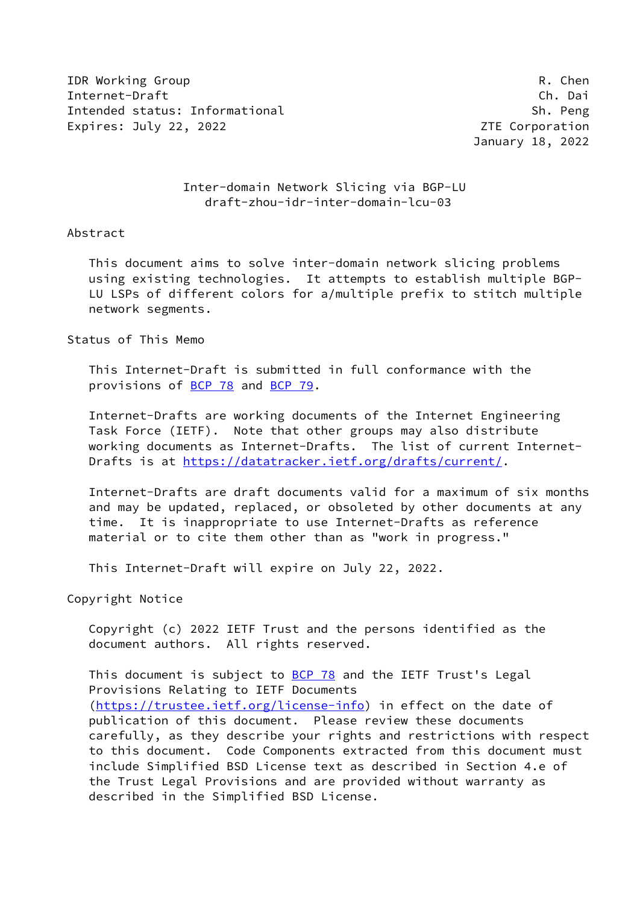IDR Working Group R. Chen
Internet-Draft Ch. Dai
Intended status: Informational Sh. Peng
Expires: July 22, 2022 ZTE Corporation
January 18, 2022

# Inter-domain Network Slicing via BGP-LU
draft-zhou-idr-inter-domain-lcu-03

## Abstract

This document aims to solve inter-domain network slicing problems using existing technologies. It attempts to establish multiple BGP-LU LSPs of different colors for a/multiple prefix to stitch multiple network segments.

## Status of This Memo

This Internet-Draft is submitted in full conformance with the provisions of BCP 78 and BCP 79.

Internet-Drafts are working documents of the Internet Engineering Task Force (IETF). Note that other groups may also distribute working documents as Internet-Drafts. The list of current Internet-Drafts is at https://datatracker.ietf.org/drafts/current/.

Internet-Drafts are draft documents valid for a maximum of six months and may be updated, replaced, or obsoleted by other documents at any time. It is inappropriate to use Internet-Drafts as reference material or to cite them other than as "work in progress."

This Internet-Draft will expire on July 22, 2022.

## Copyright Notice

Copyright (c) 2022 IETF Trust and the persons identified as the document authors. All rights reserved.

This document is subject to BCP 78 and the IETF Trust's Legal Provisions Relating to IETF Documents (https://trustee.ietf.org/license-info) in effect on the date of publication of this document. Please review these documents carefully, as they describe your rights and restrictions with respect to this document. Code Components extracted from this document must include Simplified BSD License text as described in Section 4.e of the Trust Legal Provisions and are provided without warranty as described in the Simplified BSD License.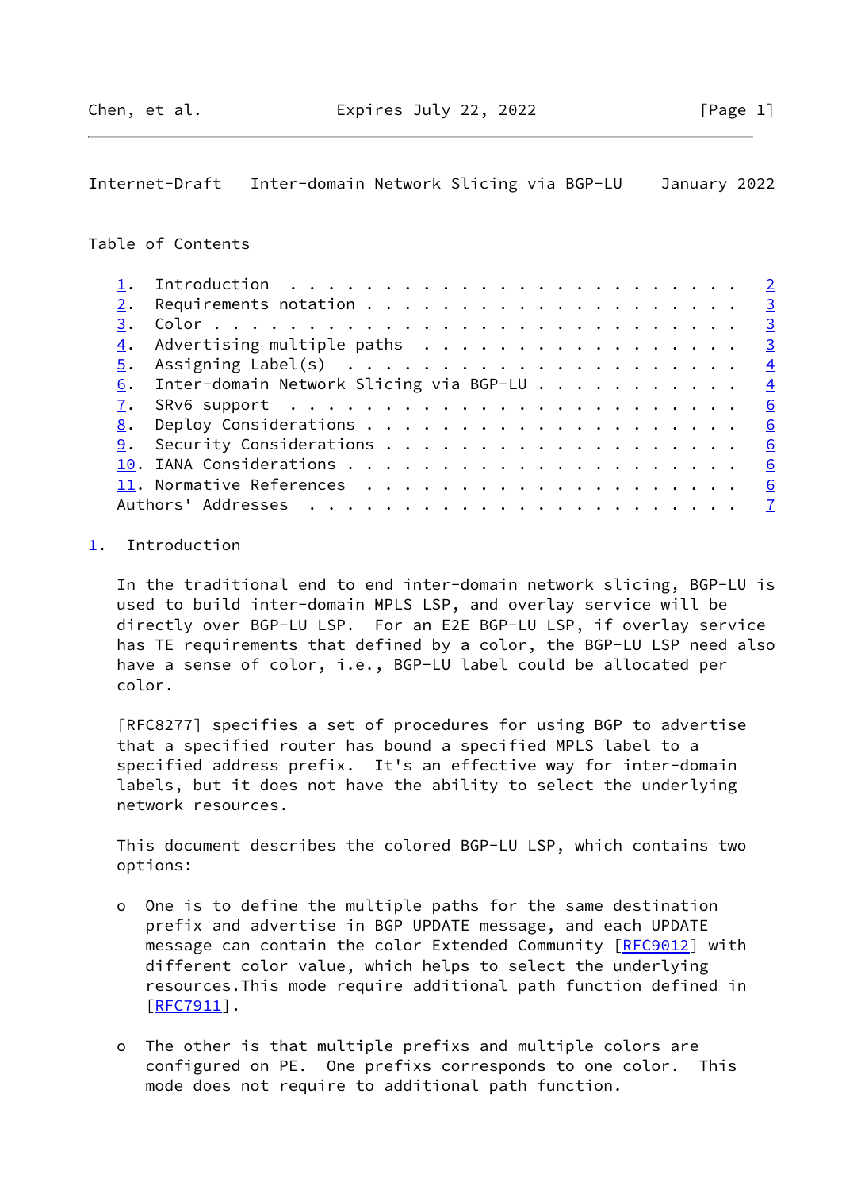Table of Contents

1. Introduction . . . . . . . . . . . . . . . . . . . . . . . . 2
2. Requirements notation . . . . . . . . . . . . . . . . . . . . 3
3. Color . . . . . . . . . . . . . . . . . . . . . . . . . . . . 3
4. Advertising multiple paths . . . . . . . . . . . . . . . . . 3
5. Assigning Label(s) . . . . . . . . . . . . . . . . . . . . . 4
6. Inter-domain Network Slicing via BGP-LU . . . . . . . . . . 4
7. SRv6 support . . . . . . . . . . . . . . . . . . . . . . . . 6
8. Deploy Considerations . . . . . . . . . . . . . . . . . . . . 6
9. Security Considerations . . . . . . . . . . . . . . . . . . . 6
10. IANA Considerations . . . . . . . . . . . . . . . . . . . . 6
11. Normative References . . . . . . . . . . . . . . . . . . . . 6
Authors' Addresses . . . . . . . . . . . . . . . . . . . . . . . 7

# 1. Introduction

In the traditional end to end inter-domain network slicing, BGP-LU is used to build inter-domain MPLS LSP, and overlay service will be directly over BGP-LU LSP. For an E2E BGP-LU LSP, if overlay service has TE requirements that defined by a color, the BGP-LU LSP need also have a sense of color, i.e., BGP-LU label could be allocated per color.

[RFC8277] specifies a set of procedures for using BGP to advertise that a specified router has bound a specified MPLS label to a specified address prefix. It's an effective way for inter-domain labels, but it does not have the ability to select the underlying network resources.

This document describes the colored BGP-LU LSP, which contains two options:

- One is to define the multiple paths for the same destination prefix and advertise in BGP UPDATE message, and each UPDATE message can contain the color Extended Community [RFC9012] with different color value, which helps to select the underlying resources.This mode require additional path function defined in [RFC7911].

- The other is that multiple prefixs and multiple colors are configured on PE. One prefixs corresponds to one color. This mode does not require to additional path function.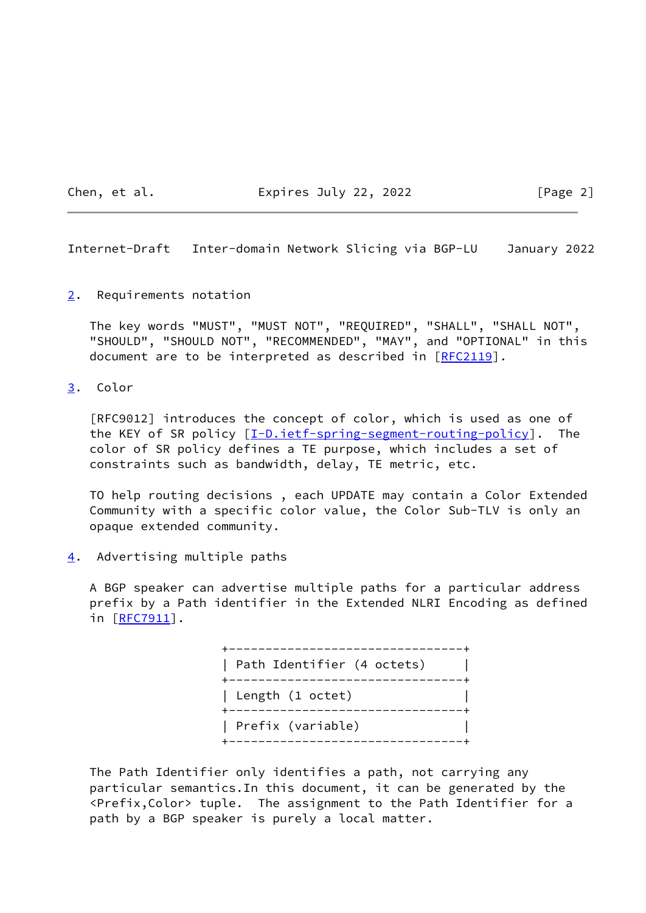## 2. Requirements notation

The key words "MUST", "MUST NOT", "REQUIRED", "SHALL", "SHALL NOT", "SHOULD", "SHOULD NOT", "RECOMMENDED", "MAY", and "OPTIONAL" in this document are to be interpreted as described in [RFC2119].

## 3. Color

[RFC9012] introduces the concept of color, which is used as one of the KEY of SR policy [I-D.ietf-spring-segment-routing-policy]. The color of SR policy defines a TE purpose, which includes a set of constraints such as bandwidth, delay, TE metric, etc.

TO help routing decisions , each UPDATE may contain a Color Extended Community with a specific color value, the Color Sub-TLV is only an opaque extended community.

## 4. Advertising multiple paths

A BGP speaker can advertise multiple paths for a particular address prefix by a Path identifier in the Extended NLRI Encoding as defined in [RFC7911].

```
+--------------------------------+
| Path Identifier (4 octets)     |
+--------------------------------+
| Length (1 octet)               |
+--------------------------------+
| Prefix (variable)              |
+--------------------------------+
```

The Path Identifier only identifies a path, not carrying any particular semantics.In this document, it can be generated by the <Prefix,Color> tuple. The assignment to the Path Identifier for a path by a BGP speaker is purely a local matter.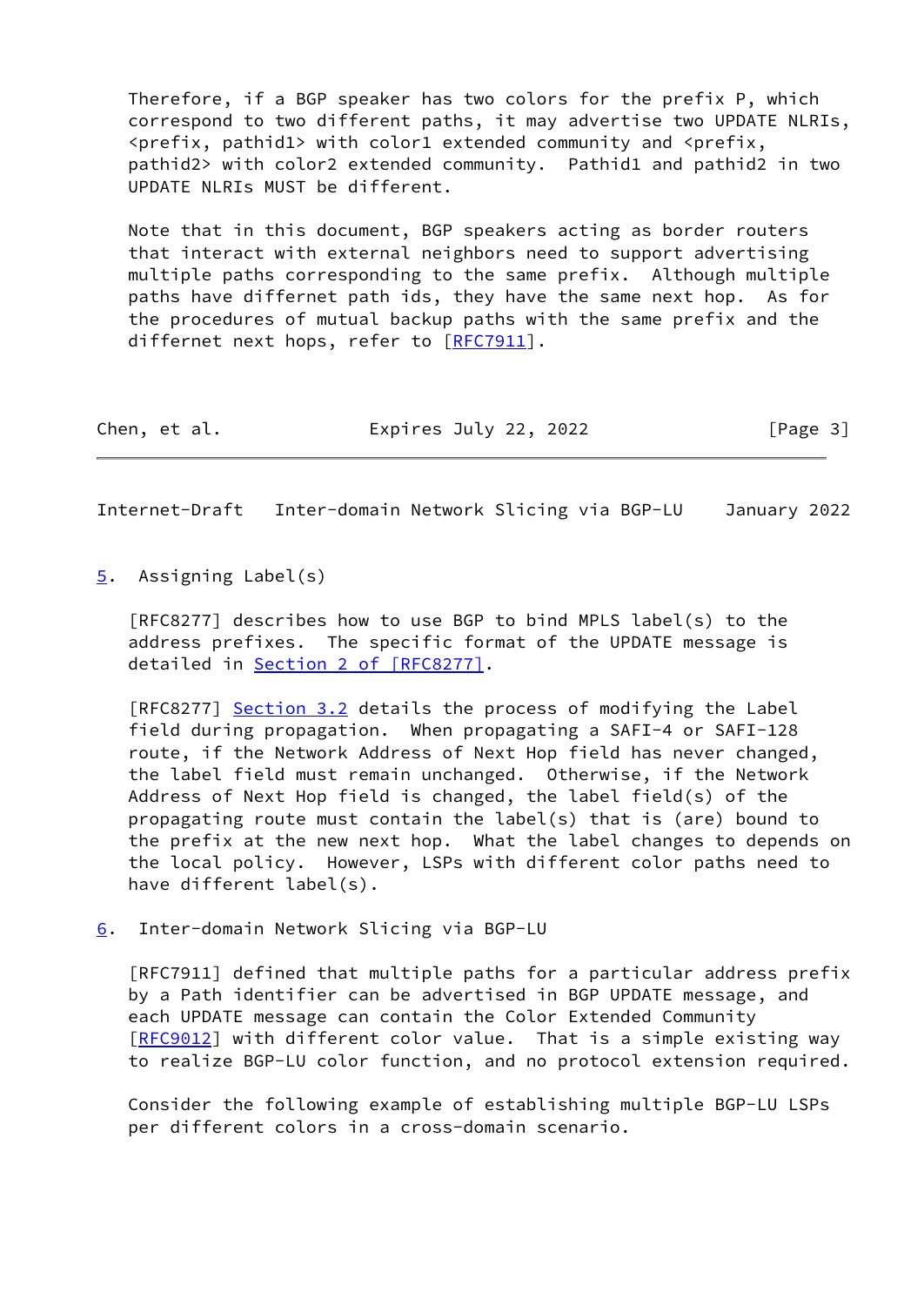Therefore, if a BGP speaker has two colors for the prefix P, which correspond to two different paths, it may advertise two UPDATE NLRIs, <prefix, pathid1> with color1 extended community and <prefix, pathid2> with color2 extended community. Pathid1 and pathid2 in two UPDATE NLRIs MUST be different.

Note that in this document, BGP speakers acting as border routers that interact with external neighbors need to support advertising multiple paths corresponding to the same prefix. Although multiple paths have differnet path ids, they have the same next hop. As for the procedures of mutual backup paths with the same prefix and the differnet next hops, refer to [RFC7911].

## 5. Assigning Label(s)

[RFC8277] describes how to use BGP to bind MPLS label(s) to the address prefixes. The specific format of the UPDATE message is detailed in Section 2 of [RFC8277].

[RFC8277] Section 3.2 details the process of modifying the Label field during propagation. When propagating a SAFI-4 or SAFI-128 route, if the Network Address of Next Hop field has never changed, the label field must remain unchanged. Otherwise, if the Network Address of Next Hop field is changed, the label field(s) of the propagating route must contain the label(s) that is (are) bound to the prefix at the new next hop. What the label changes to depends on the local policy. However, LSPs with different color paths need to have different label(s).

## 6. Inter-domain Network Slicing via BGP-LU

[RFC7911] defined that multiple paths for a particular address prefix by a Path identifier can be advertised in BGP UPDATE message, and each UPDATE message can contain the Color Extended Community [RFC9012] with different color value. That is a simple existing way to realize BGP-LU color function, and no protocol extension required.

Consider the following example of establishing multiple BGP-LU LSPs per different colors in a cross-domain scenario.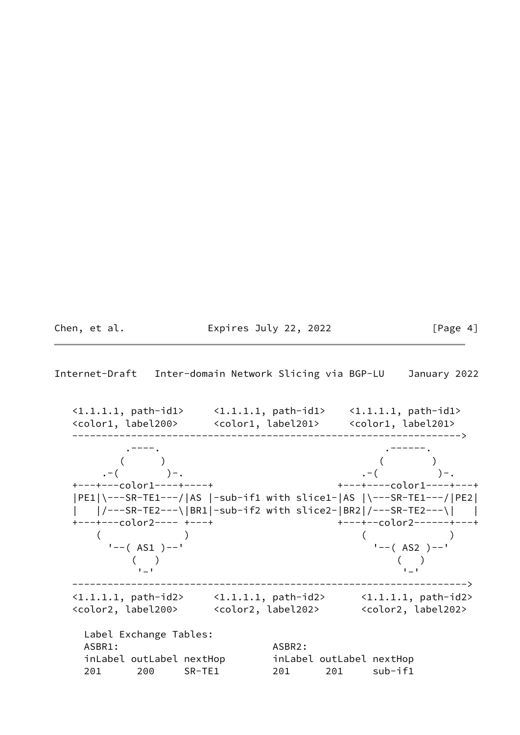```
   <1.1.1.1, path-id1>     <1.1.1.1, path-id1>    <1.1.1.1, path-id1>
   <color1, label200>      <color1, label201>     <color1, label201>
   ------------------------------------------------------------------->
           .----.                                          .------.
          (      )                                        (        )
       .-(        )-.                                  .-(          )-.
   +---+---color1----+----+                      +---+----color1----+---+
   |PE1|\---SR-TE1---/|AS |-sub-if1 with slice1-|AS |\---SR-TE1---/|PE2|
   |   |/---SR-TE2---\|BR1|-sub-if2 with slice2-|BR2|/---SR-TE2---\|   |
   +---+---color2---- +---+                      +---+--color2------+---+
       (              )                             (               )
         '--( AS1 )--'                                '--( AS2 )--'
             (   )                                        (   )
              '-'                                          '-'
   ------------------------------------------------------------------->
   <1.1.1.1, path-id2>     <1.1.1.1, path-id2>      <1.1.1.1, path-id2>
   <color2, label200>      <color2, label202>       <color2, label202>

     Label Exchange Tables:
     ASBR1:                         ASBR2:
     inLabel outLabel nextHop       inLabel outLabel nextHop
     201      200     SR-TE1         201      201     sub-if1
```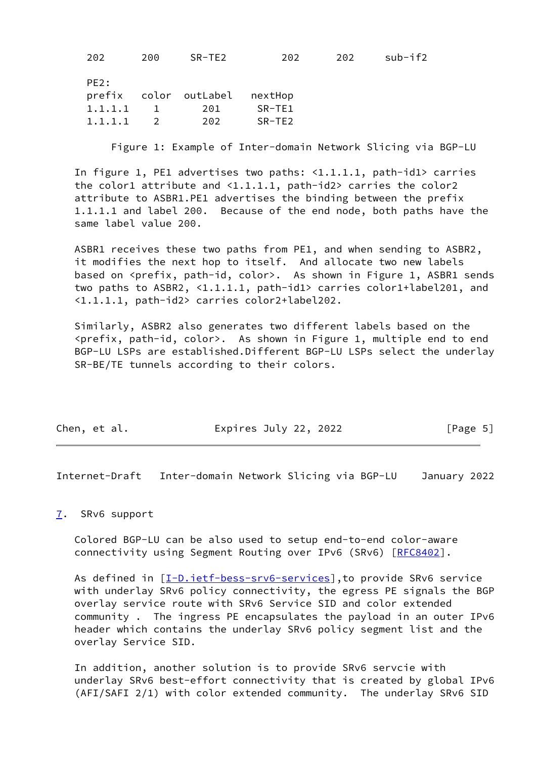```
   202      200     SR-TE2         202      202     sub-if2

   PE2:
   prefix   color  outLabel   nextHop
   1.1.1.1    1       201       SR-TE1
   1.1.1.1    2       202       SR-TE2
```

Figure 1: Example of Inter-domain Network Slicing via BGP-LU

In figure 1, PE1 advertises two paths: <1.1.1.1, path-id1> carries the color1 attribute and <1.1.1.1, path-id2> carries the color2 attribute to ASBR1.PE1 advertises the binding between the prefix 1.1.1.1 and label 200. Because of the end node, both paths have the same label value 200.

ASBR1 receives these two paths from PE1, and when sending to ASBR2, it modifies the next hop to itself. And allocate two new labels based on <prefix, path-id, color>. As shown in Figure 1, ASBR1 sends two paths to ASBR2, <1.1.1.1, path-id1> carries color1+label201, and <1.1.1.1, path-id2> carries color2+label202.

Similarly, ASBR2 also generates two different labels based on the <prefix, path-id, color>. As shown in Figure 1, multiple end to end BGP-LU LSPs are established.Different BGP-LU LSPs select the underlay SR-BE/TE tunnels according to their colors.

## 7. SRv6 support

Colored BGP-LU can be also used to setup end-to-end color-aware connectivity using Segment Routing over IPv6 (SRv6) [RFC8402].

As defined in [I-D.ietf-bess-srv6-services],to provide SRv6 service with underlay SRv6 policy connectivity, the egress PE signals the BGP overlay service route with SRv6 Service SID and color extended community . The ingress PE encapsulates the payload in an outer IPv6 header which contains the underlay SRv6 policy segment list and the overlay Service SID.

In addition, another solution is to provide SRv6 servcie with underlay SRv6 best-effort connectivity that is created by global IPv6 (AFI/SAFI 2/1) with color extended community. The underlay SRv6 SID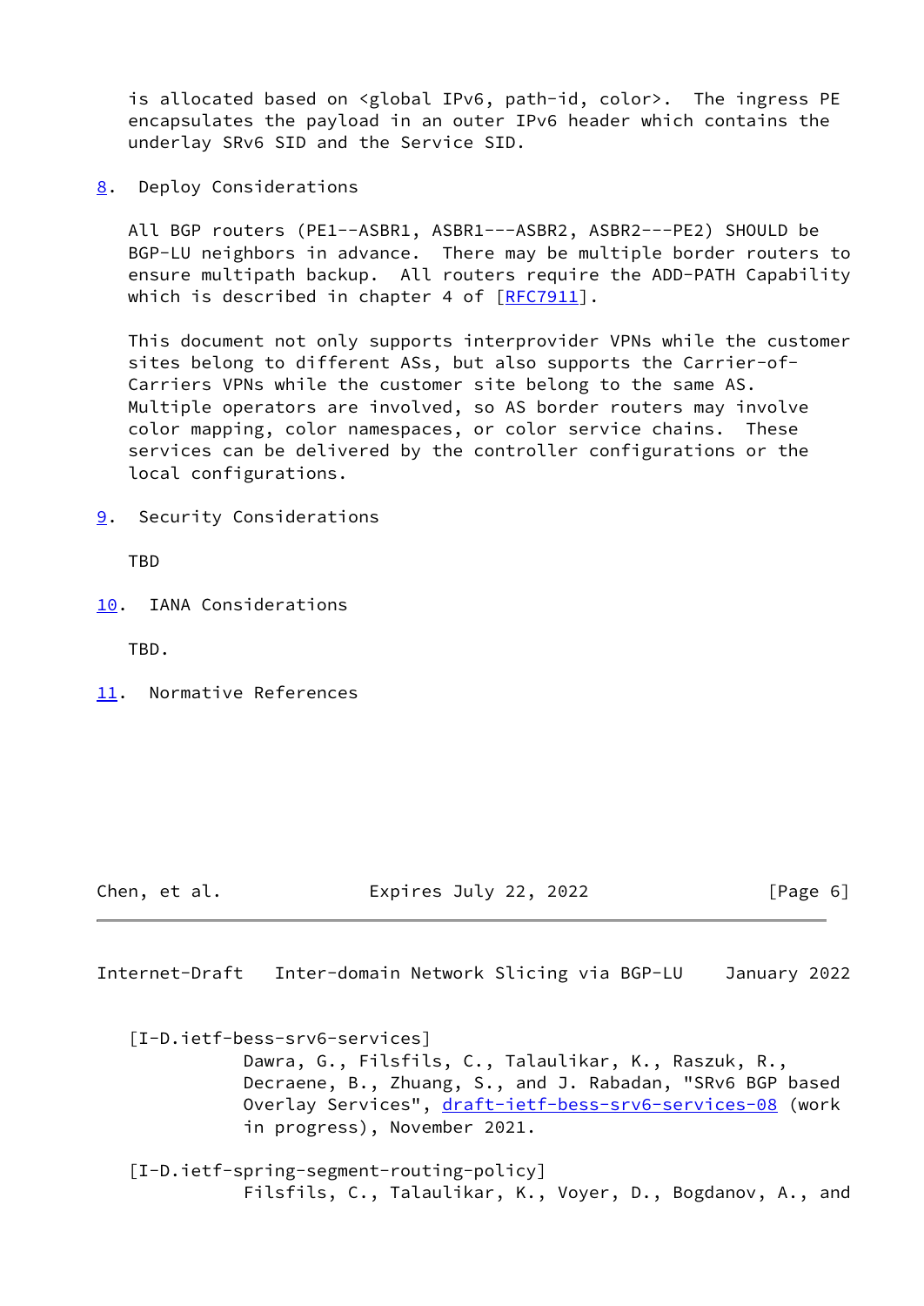is allocated based on <global IPv6, path-id, color>. The ingress PE encapsulates the payload in an outer IPv6 header which contains the underlay SRv6 SID and the Service SID.

## 8. Deploy Considerations

All BGP routers (PE1--ASBR1, ASBR1---ASBR2, ASBR2---PE2) SHOULD be BGP-LU neighbors in advance. There may be multiple border routers to ensure multipath backup. All routers require the ADD-PATH Capability which is described in chapter 4 of [RFC7911].

This document not only supports interprovider VPNs while the customer sites belong to different ASs, but also supports the Carrier-of-Carriers VPNs while the customer site belong to the same AS. Multiple operators are involved, so AS border routers may involve color mapping, color namespaces, or color service chains. These services can be delivered by the controller configurations or the local configurations.

## 9. Security Considerations

TBD

## 10. IANA Considerations

TBD.

## 11. Normative References

[I-D.ietf-bess-srv6-services]
Dawra, G., Filsfils, C., Talaulikar, K., Raszuk, R., Decraene, B., Zhuang, S., and J. Rabadan, "SRv6 BGP based Overlay Services", draft-ietf-bess-srv6-services-08 (work in progress), November 2021.

[I-D.ietf-spring-segment-routing-policy]
Filsfils, C., Talaulikar, K., Voyer, D., Bogdanov, A., and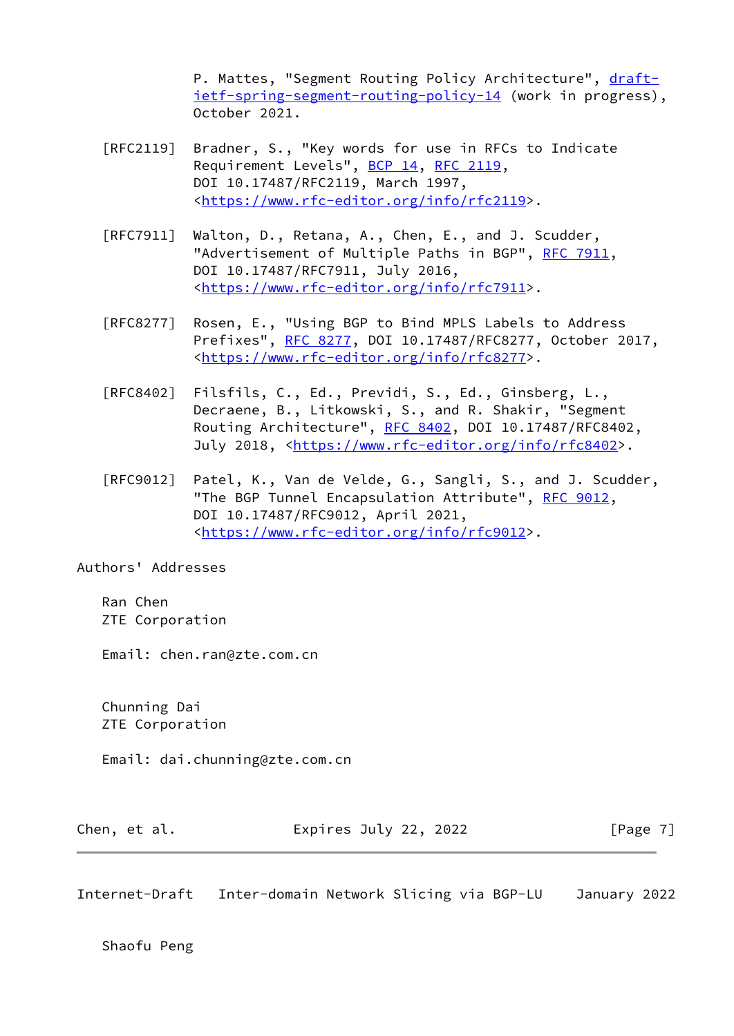P. Mattes, "Segment Routing Policy Architecture", draft-ietf-spring-segment-routing-policy-14 (work in progress), October 2021.

[RFC2119] Bradner, S., "Key words for use in RFCs to Indicate Requirement Levels", BCP 14, RFC 2119, DOI 10.17487/RFC2119, March 1997, <https://www.rfc-editor.org/info/rfc2119>.

[RFC7911] Walton, D., Retana, A., Chen, E., and J. Scudder, "Advertisement of Multiple Paths in BGP", RFC 7911, DOI 10.17487/RFC7911, July 2016, <https://www.rfc-editor.org/info/rfc7911>.

[RFC8277] Rosen, E., "Using BGP to Bind MPLS Labels to Address Prefixes", RFC 8277, DOI 10.17487/RFC8277, October 2017, <https://www.rfc-editor.org/info/rfc8277>.

[RFC8402] Filsfils, C., Ed., Previdi, S., Ed., Ginsberg, L., Decraene, B., Litkowski, S., and R. Shakir, "Segment Routing Architecture", RFC 8402, DOI 10.17487/RFC8402, July 2018, <https://www.rfc-editor.org/info/rfc8402>.

[RFC9012] Patel, K., Van de Velde, G., Sangli, S., and J. Scudder, "The BGP Tunnel Encapsulation Attribute", RFC 9012, DOI 10.17487/RFC9012, April 2021, <https://www.rfc-editor.org/info/rfc9012>.

## Authors' Addresses

Ran Chen
ZTE Corporation

Email: chen.ran@zte.com.cn

Chunning Dai
ZTE Corporation

Email: dai.chunning@zte.com.cn

Shaofu Peng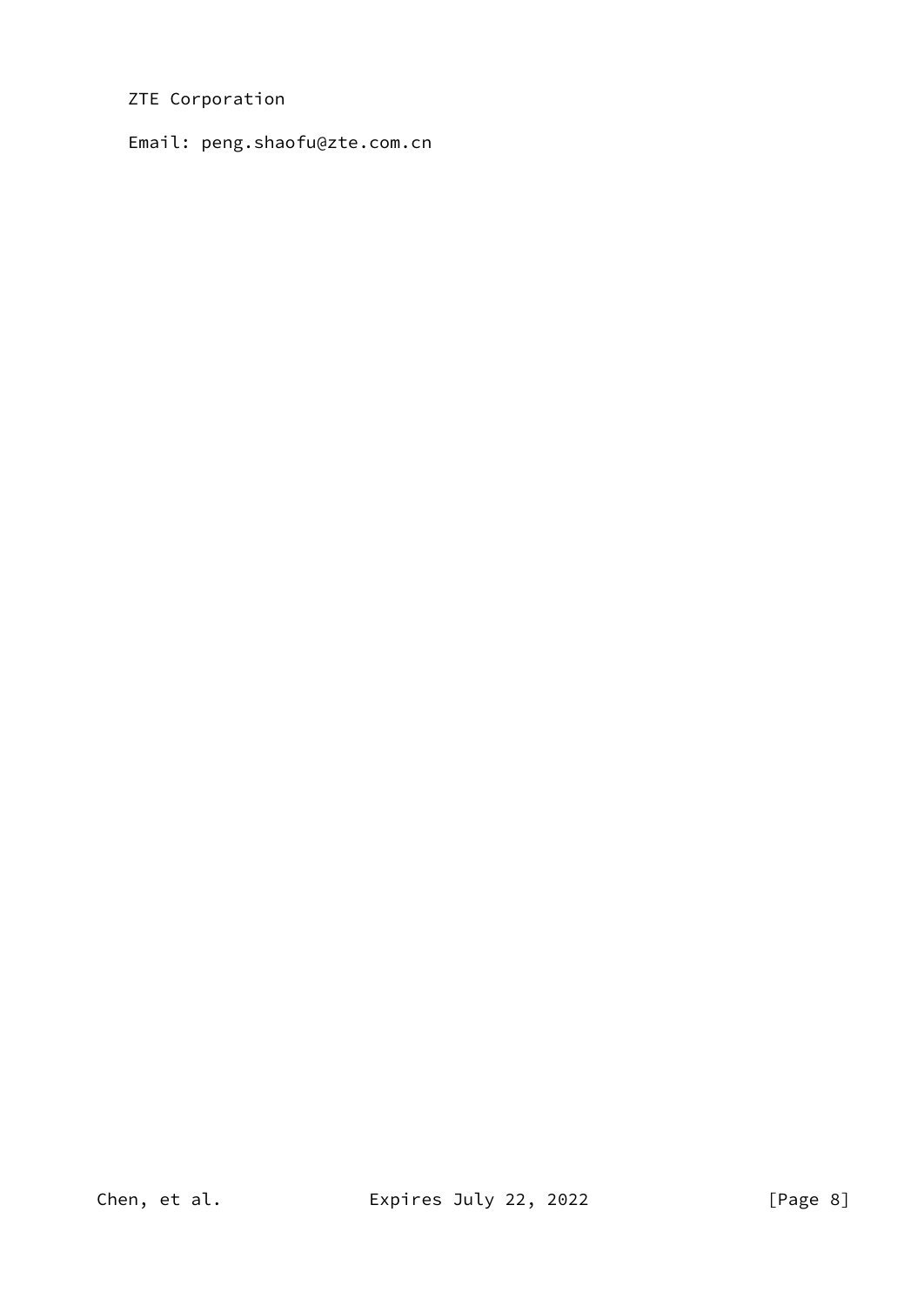ZTE Corporation

Email: peng.shaofu@zte.com.cn